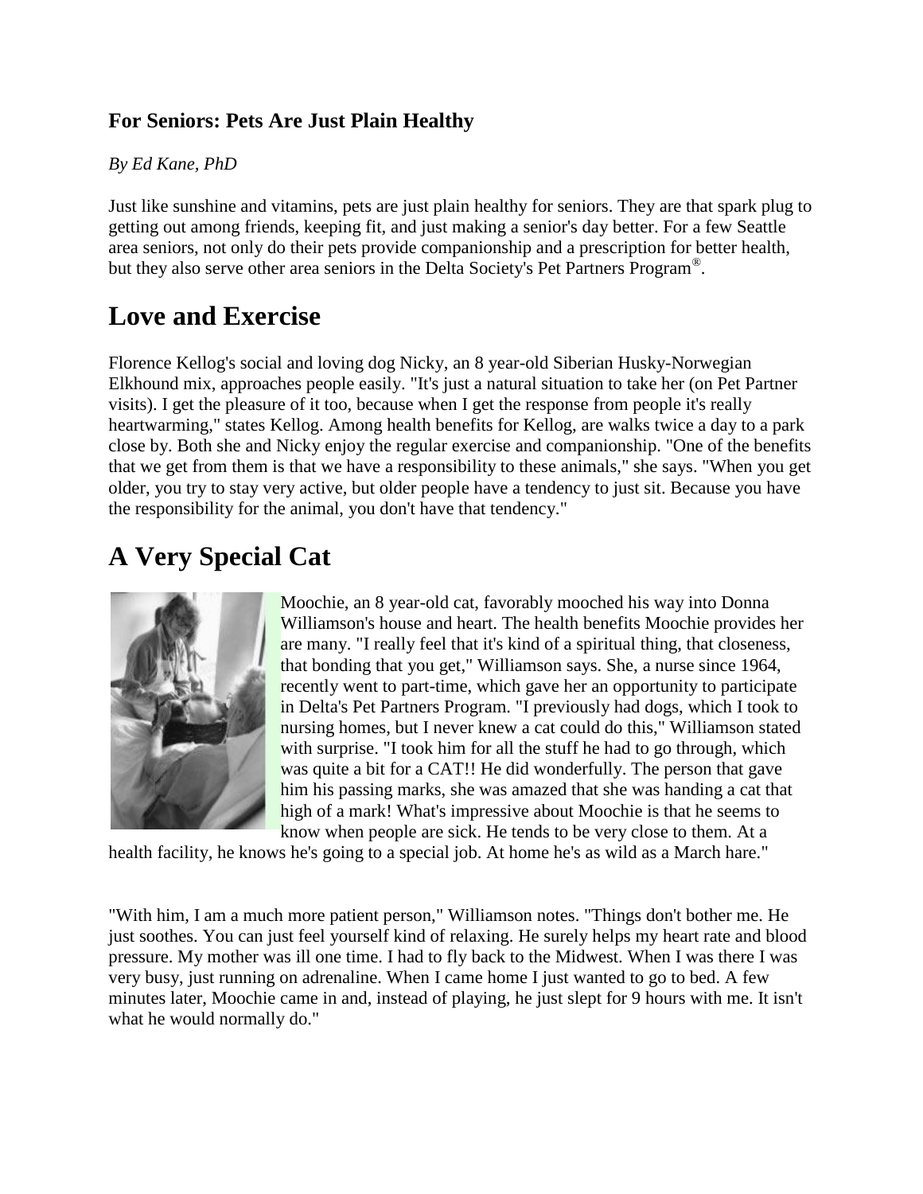### For Seniors: Pets Are Just Plain Healthy

*By Ed Kane, PhD*

Just like sunshine and vitamins, pets are just plain healthy for seniors. They are that spark plug to getting out among friends, keeping fit, and just making a senior's day better. For a few Seattle area seniors, not only do their pets provide companionship and a prescription for better health, but they also serve other area seniors in the Delta Society's Pet Partners Program®.

## Love and Exercise

Florence Kellog's social and loving dog Nicky, an 8 year-old Siberian Husky-Norwegian Elkhound mix, approaches people easily. "It's just a natural situation to take her (on Pet Partner visits). I get the pleasure of it too, because when I get the response from people it's really heartwarming," states Kellog. Among health benefits for Kellog, are walks twice a day to a park close by. Both she and Nicky enjoy the regular exercise and companionship. "One of the benefits that we get from them is that we have a responsibility to these animals," she says. "When you get older, you try to stay very active, but older people have a tendency to just sit. Because you have the responsibility for the animal, you don't have that tendency."

## A Very Special Cat

Moochie, an 8 year-old cat, favorably mooched his way into Donna Williamson's house and heart. The health benefits Moochie provides her are many. "I really feel that it's kind of a spiritual thing, that closeness, that bonding that you get," Williamson says. She, a nurse since 1964, recently went to part-time, which gave her an opportunity to participate in Delta's Pet Partners Program. "I previously had dogs, which I took to nursing homes, but I never knew a cat could do this," Williamson stated with surprise. "I took him for all the stuff he had to go through, which was quite a bit for a CAT!! He did wonderfully. The person that gave him his passing marks, she was amazed that she was handing a cat that high of a mark! What's impressive about Moochie is that he seems to know when people are sick. He tends to be very close to them. At a health facility, he knows he's going to a special job. At home he's as wild as a March hare."

"With him, I am a much more patient person," Williamson notes. "Things don't bother me. He just soothes. You can just feel yourself kind of relaxing. He surely helps my heart rate and blood pressure. My mother was ill one time. I had to fly back to the Midwest. When I was there I was very busy, just running on adrenaline. When I came home I just wanted to go to bed. A few minutes later, Moochie came in and, instead of playing, he just slept for 9 hours with me. It isn't what he would normally do."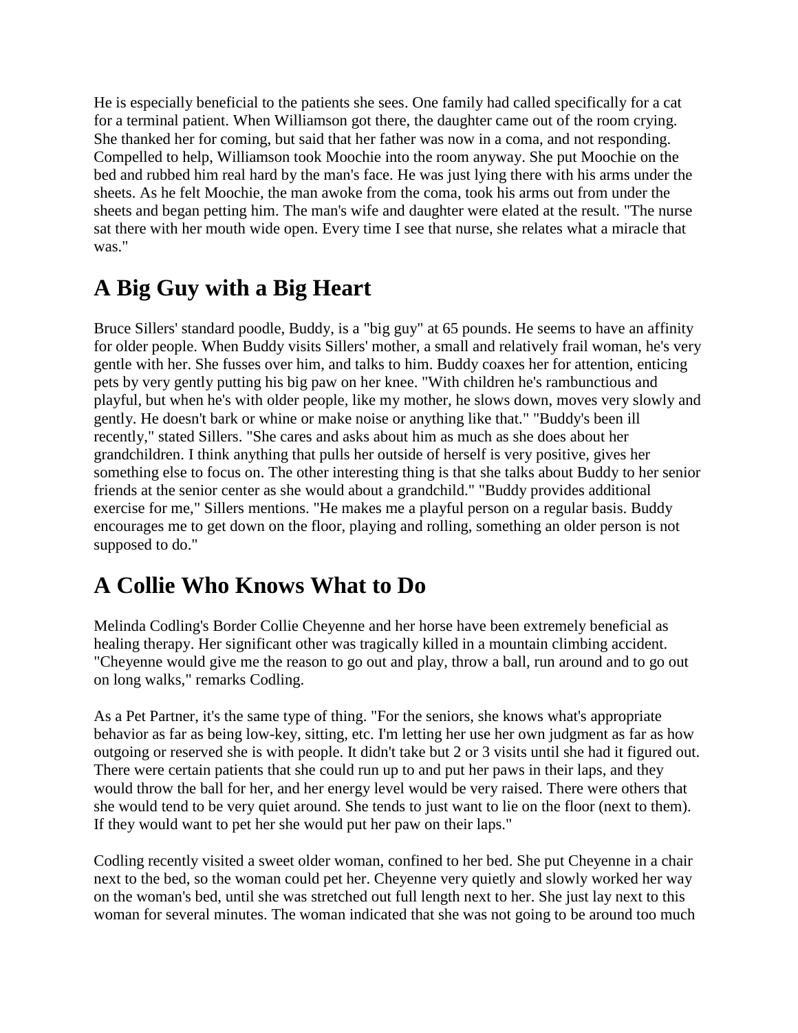He is especially beneficial to the patients she sees. One family had called specifically for a cat for a terminal patient. When Williamson got there, the daughter came out of the room crying. She thanked her for coming, but said that her father was now in a coma, and not responding. Compelled to help, Williamson took Moochie into the room anyway. She put Moochie on the bed and rubbed him real hard by the man's face. He was just lying there with his arms under the sheets. As he felt Moochie, the man awoke from the coma, took his arms out from under the sheets and began petting him. The man's wife and daughter were elated at the result. "The nurse sat there with her mouth wide open. Every time I see that nurse, she relates what a miracle that was."

## A Big Guy with a Big Heart

Bruce Sillers' standard poodle, Buddy, is a "big guy" at 65 pounds. He seems to have an affinity for older people. When Buddy visits Sillers' mother, a small and relatively frail woman, he's very gentle with her. She fusses over him, and talks to him. Buddy coaxes her for attention, enticing pets by very gently putting his big paw on her knee. "With children he's rambunctious and playful, but when he's with older people, like my mother, he slows down, moves very slowly and gently. He doesn't bark or whine or make noise or anything like that." "Buddy's been ill recently," stated Sillers. "She cares and asks about him as much as she does about her grandchildren. I think anything that pulls her outside of herself is very positive, gives her something else to focus on. The other interesting thing is that she talks about Buddy to her senior friends at the senior center as she would about a grandchild." "Buddy provides additional exercise for me," Sillers mentions. "He makes me a playful person on a regular basis. Buddy encourages me to get down on the floor, playing and rolling, something an older person is not supposed to do."

## A Collie Who Knows What to Do

Melinda Codling's Border Collie Cheyenne and her horse have been extremely beneficial as healing therapy. Her significant other was tragically killed in a mountain climbing accident. "Cheyenne would give me the reason to go out and play, throw a ball, run around and to go out on long walks," remarks Codling.

As a Pet Partner, it's the same type of thing. "For the seniors, she knows what's appropriate behavior as far as being low-key, sitting, etc. I'm letting her use her own judgment as far as how outgoing or reserved she is with people. It didn't take but 2 or 3 visits until she had it figured out. There were certain patients that she could run up to and put her paws in their laps, and they would throw the ball for her, and her energy level would be very raised. There were others that she would tend to be very quiet around. She tends to just want to lie on the floor (next to them). If they would want to pet her she would put her paw on their laps."

Codling recently visited a sweet older woman, confined to her bed. She put Cheyenne in a chair next to the bed, so the woman could pet her. Cheyenne very quietly and slowly worked her way on the woman's bed, until she was stretched out full length next to her. She just lay next to this woman for several minutes. The woman indicated that she was not going to be around too much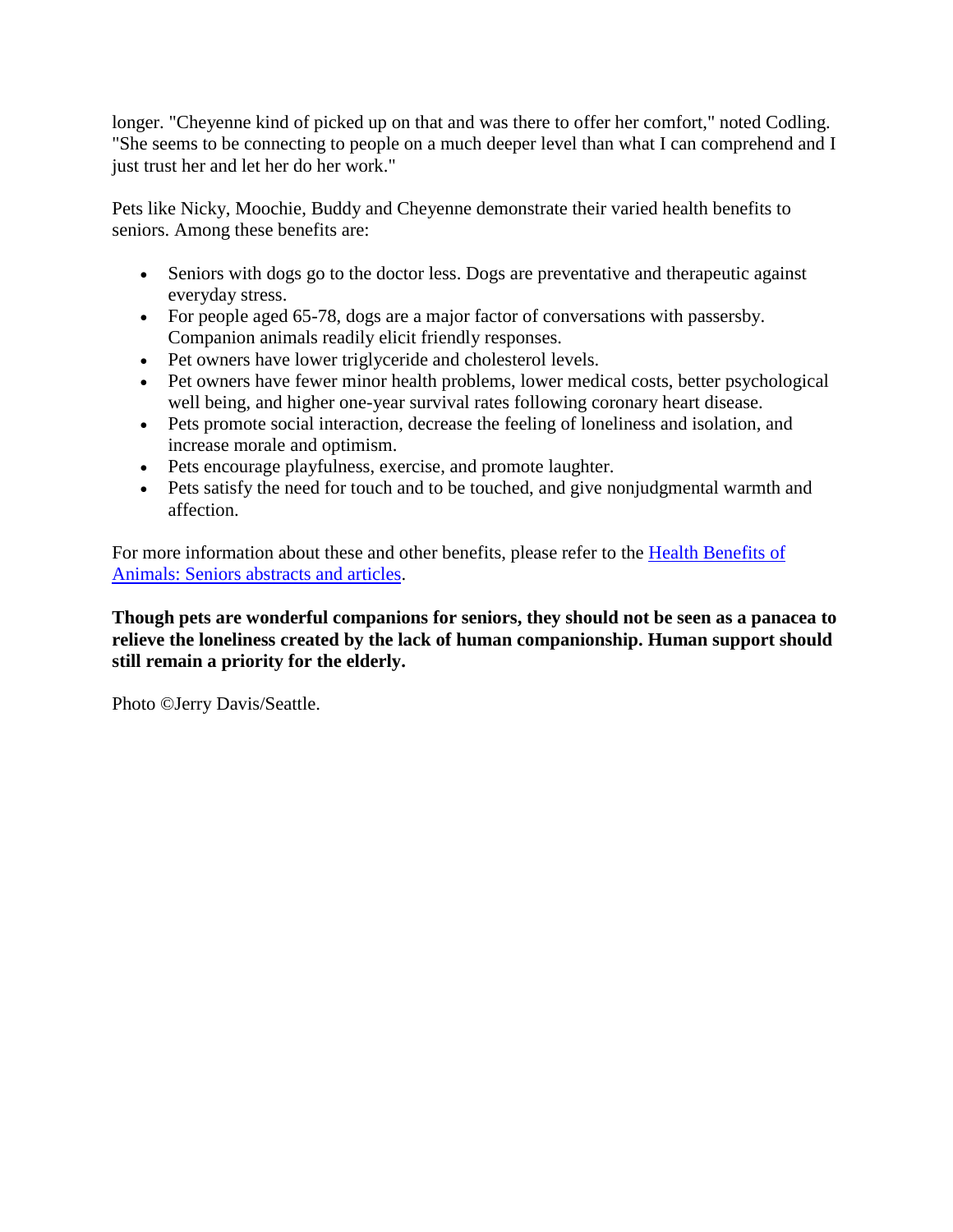longer. "Cheyenne kind of picked up on that and was there to offer her comfort," noted Codling. "She seems to be connecting to people on a much deeper level than what I can comprehend and I just trust her and let her do her work."

Pets like Nicky, Moochie, Buddy and Cheyenne demonstrate their varied health benefits to seniors. Among these benefits are:

- Seniors with dogs go to the doctor less. Dogs are preventative and therapeutic against everyday stress.
- For people aged 65-78, dogs are a major factor of conversations with passersby. Companion animals readily elicit friendly responses.
- Pet owners have lower triglyceride and cholesterol levels.
- Pet owners have fewer minor health problems, lower medical costs, better psychological well being, and higher one-year survival rates following coronary heart disease.
- Pets promote social interaction, decrease the feeling of loneliness and isolation, and increase morale and optimism.
- Pets encourage playfulness, exercise, and promote laughter.
- Pets satisfy the need for touch and to be touched, and give nonjudgmental warmth and affection.

For more information about these and other benefits, please refer to the Health Benefits of Animals: Seniors abstracts and articles.

**Though pets are wonderful companions for seniors, they should not be seen as a panacea to relieve the loneliness created by the lack of human companionship. Human support should still remain a priority for the elderly.**

Photo ©Jerry Davis/Seattle.